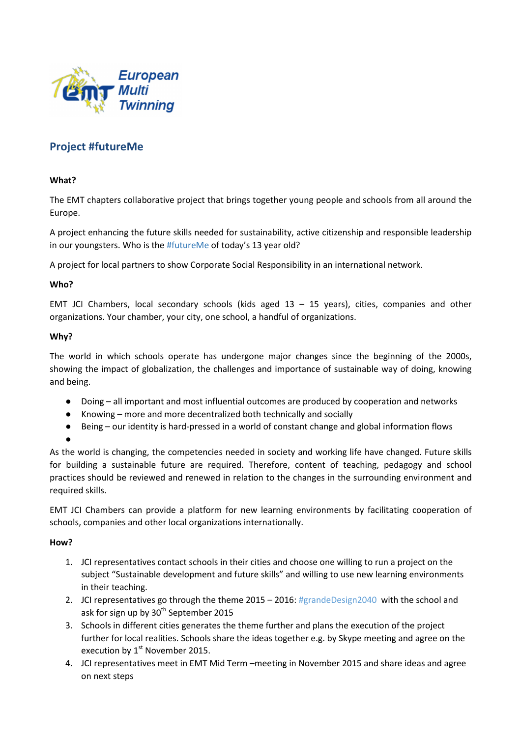European Multi Twinning

## Project #futureMe

**What?**

The EMT chapters collaborative project that brings together young people and schools from all around the Europe.

A project enhancing the future skills needed for sustainability, active citizenship and responsible leadership in our youngsters. Who is the #futureMe of today's 13 year old?

A project for local partners to show Corporate Social Responsibility in an international network.

**Who?**

EMT JCI Chambers, local secondary schools (kids aged 13 – 15 years), cities, companies and other organizations. Your chamber, your city, one school, a handful of organizations.

**Why?**

The world in which schools operate has undergone major changes since the beginning of the 2000s, showing the impact of globalization, the challenges and importance of sustainable way of doing, knowing and being.

- Doing – all important and most influential outcomes are produced by cooperation and networks
- Knowing – more and more decentralized both technically and socially
- Being – our identity is hard-pressed in a world of constant change and global information flows
- 

As the world is changing, the competencies needed in society and working life have changed. Future skills for building a sustainable future are required. Therefore, content of teaching, pedagogy and school practices should be reviewed and renewed in relation to the changes in the surrounding environment and required skills.

EMT JCI Chambers can provide a platform for new learning environments by facilitating cooperation of schools, companies and other local organizations internationally.

**How?**

1. JCI representatives contact schools in their cities and choose one willing to run a project on the subject "Sustainable development and future skills" and willing to use new learning environments in their teaching.
2. JCI representatives go through the theme 2015 – 2016: #grandeDesign2040 with the school and ask for sign up by 30th September 2015
3. Schools in different cities generates the theme further and plans the execution of the project further for local realities. Schools share the ideas together e.g. by Skype meeting and agree on the execution by 1st November 2015.
4. JCI representatives meet in EMT Mid Term –meeting in November 2015 and share ideas and agree on next steps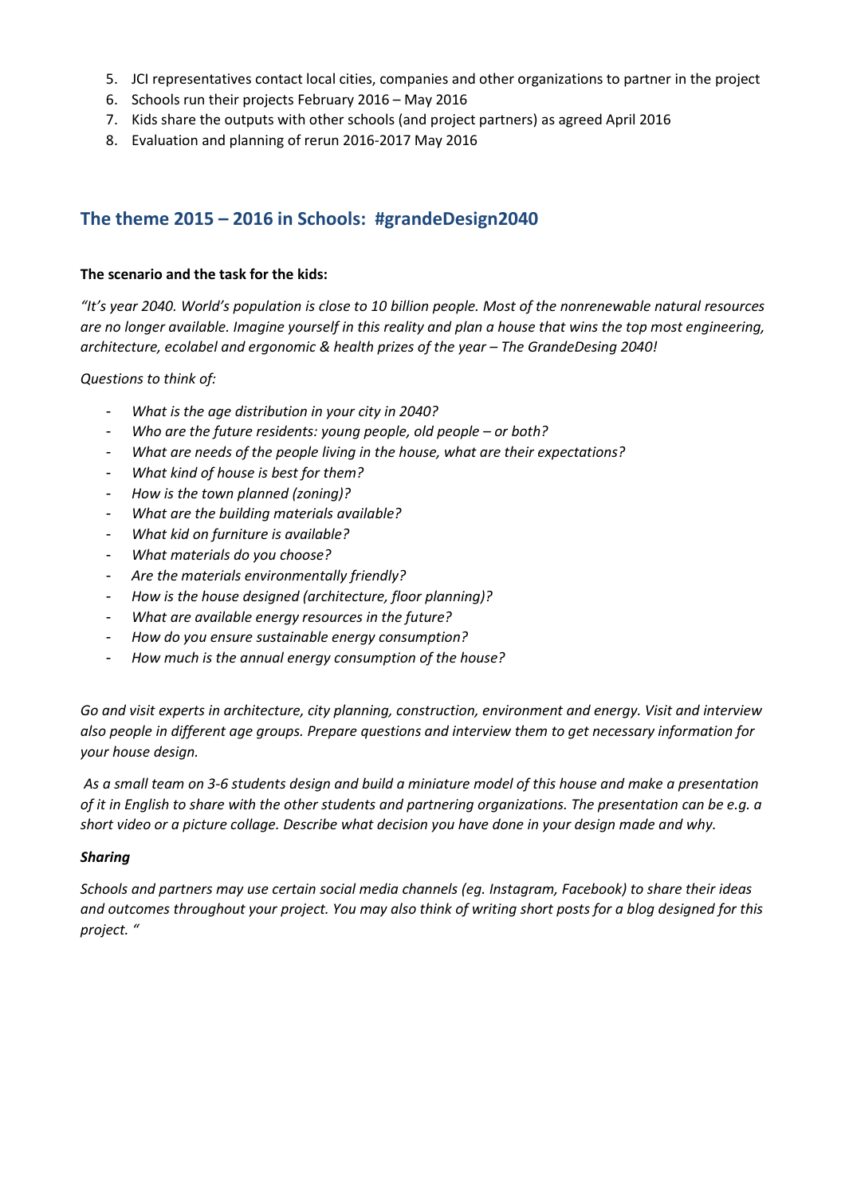5. JCI representatives contact local cities, companies and other organizations to partner in the project
6. Schools run their projects February 2016 – May 2016
7. Kids share the outputs with other schools (and project partners) as agreed April 2016
8. Evaluation and planning of rerun 2016-2017 May 2016

## The theme 2015 – 2016 in Schools: #grandeDesign2040

**The scenario and the task for the kids:**

*"It's year 2040. World's population is close to 10 billion people. Most of the nonrenewable natural resources are no longer available. Imagine yourself in this reality and plan a house that wins the top most engineering, architecture, ecolabel and ergonomic & health prizes of the year – The GrandeDesing 2040!*

*Questions to think of:*

- *What is the age distribution in your city in 2040?*
- *Who are the future residents: young people, old people – or both?*
- *What are needs of the people living in the house, what are their expectations?*
- *What kind of house is best for them?*
- *How is the town planned (zoning)?*
- *What are the building materials available?*
- *What kid on furniture is available?*
- *What materials do you choose?*
- *Are the materials environmentally friendly?*
- *How is the house designed (architecture, floor planning)?*
- *What are available energy resources in the future?*
- *How do you ensure sustainable energy consumption?*
- *How much is the annual energy consumption of the house?*

*Go and visit experts in architecture, city planning, construction, environment and energy. Visit and interview also people in different age groups. Prepare questions and interview them to get necessary information for your house design.*

*As a small team on 3-6 students design and build a miniature model of this house and make a presentation of it in English to share with the other students and partnering organizations. The presentation can be e.g. a short video or a picture collage. Describe what decision you have done in your design made and why.*

***Sharing***

*Schools and partners may use certain social media channels (eg. Instagram, Facebook) to share their ideas and outcomes throughout your project. You may also think of writing short posts for a blog designed for this project. "*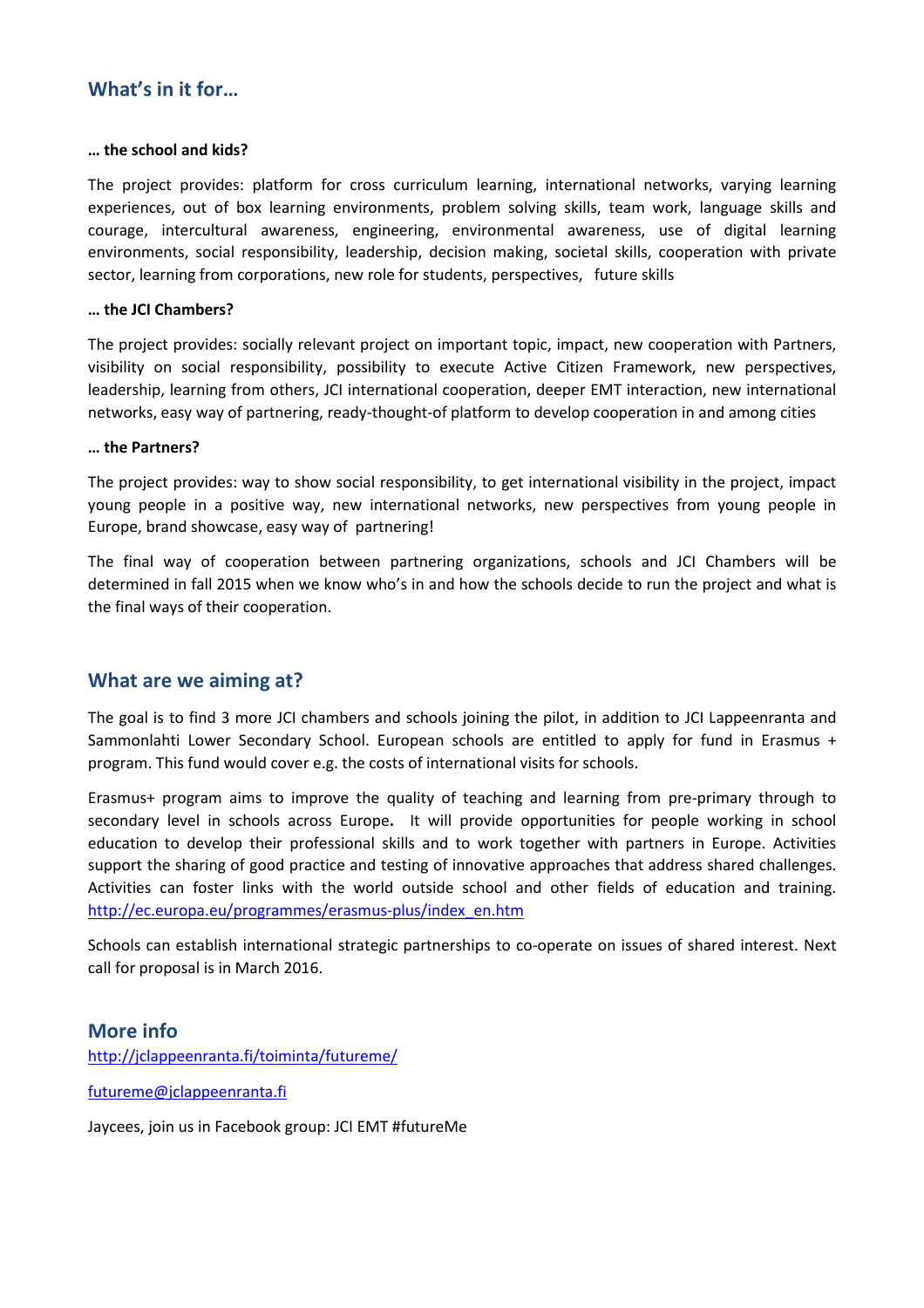## What's in it for…

**… the school and kids?**

The project provides: platform for cross curriculum learning, international networks, varying learning experiences, out of box learning environments, problem solving skills, team work, language skills and courage, intercultural awareness, engineering, environmental awareness, use of digital learning environments, social responsibility, leadership, decision making, societal skills, cooperation with private sector, learning from corporations, new role for students, perspectives, future skills

**… the JCI Chambers?**

The project provides: socially relevant project on important topic, impact, new cooperation with Partners, visibility on social responsibility, possibility to execute Active Citizen Framework, new perspectives, leadership, learning from others, JCI international cooperation, deeper EMT interaction, new international networks, easy way of partnering, ready-thought-of platform to develop cooperation in and among cities

**… the Partners?**

The project provides: way to show social responsibility, to get international visibility in the project, impact young people in a positive way, new international networks, new perspectives from young people in Europe, brand showcase, easy way of partnering!

The final way of cooperation between partnering organizations, schools and JCI Chambers will be determined in fall 2015 when we know who's in and how the schools decide to run the project and what is the final ways of their cooperation.

## What are we aiming at?

The goal is to find 3 more JCI chambers and schools joining the pilot, in addition to JCI Lappeenranta and Sammonlahti Lower Secondary School. European schools are entitled to apply for fund in Erasmus + program. This fund would cover e.g. the costs of international visits for schools.

Erasmus+ program aims to improve the quality of teaching and learning from pre-primary through to secondary level in schools across Europe**.** It will provide opportunities for people working in school education to develop their professional skills and to work together with partners in Europe. Activities support the sharing of good practice and testing of innovative approaches that address shared challenges. Activities can foster links with the world outside school and other fields of education and training. http://ec.europa.eu/programmes/erasmus-plus/index_en.htm

Schools can establish international strategic partnerships to co-operate on issues of shared interest. Next call for proposal is in March 2016.

## More info

http://jclappeenranta.fi/toiminta/futureme/

futureme@jclappeenranta.fi

Jaycees, join us in Facebook group: JCI EMT #futureMe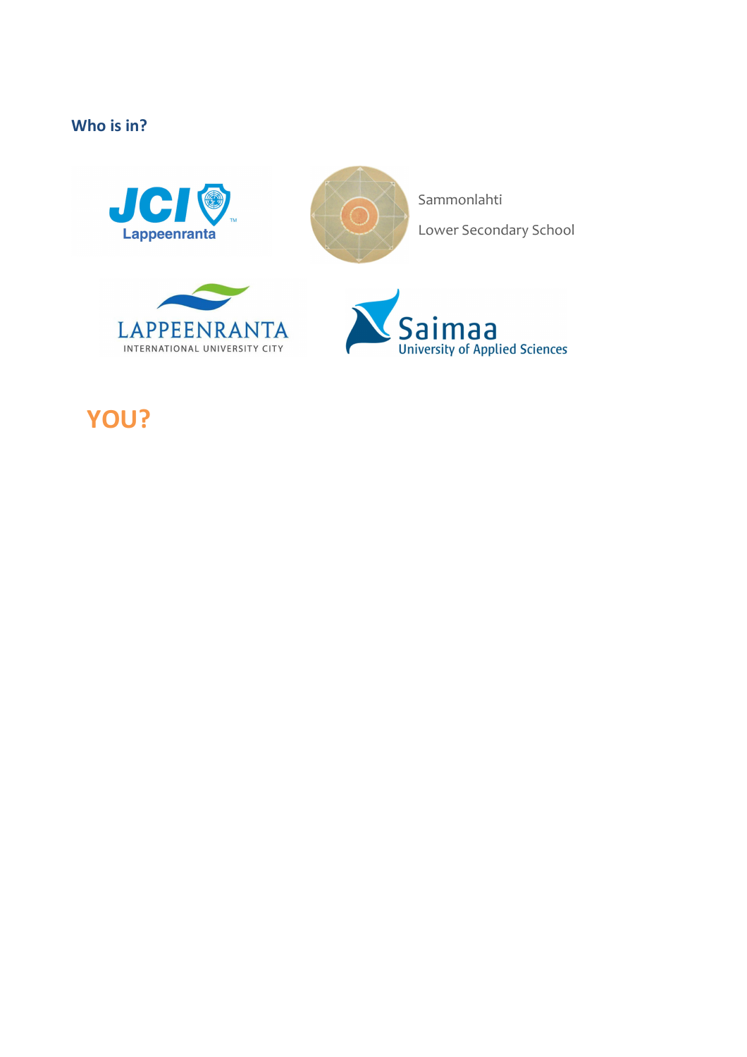## Who is in?

JCI Lappeenranta

Sammonlahti

Lower Secondary School

LAPPEENRANTA
INTERNATIONAL UNIVERSITY CITY

Saimaa
University of Applied Sciences

# YOU?